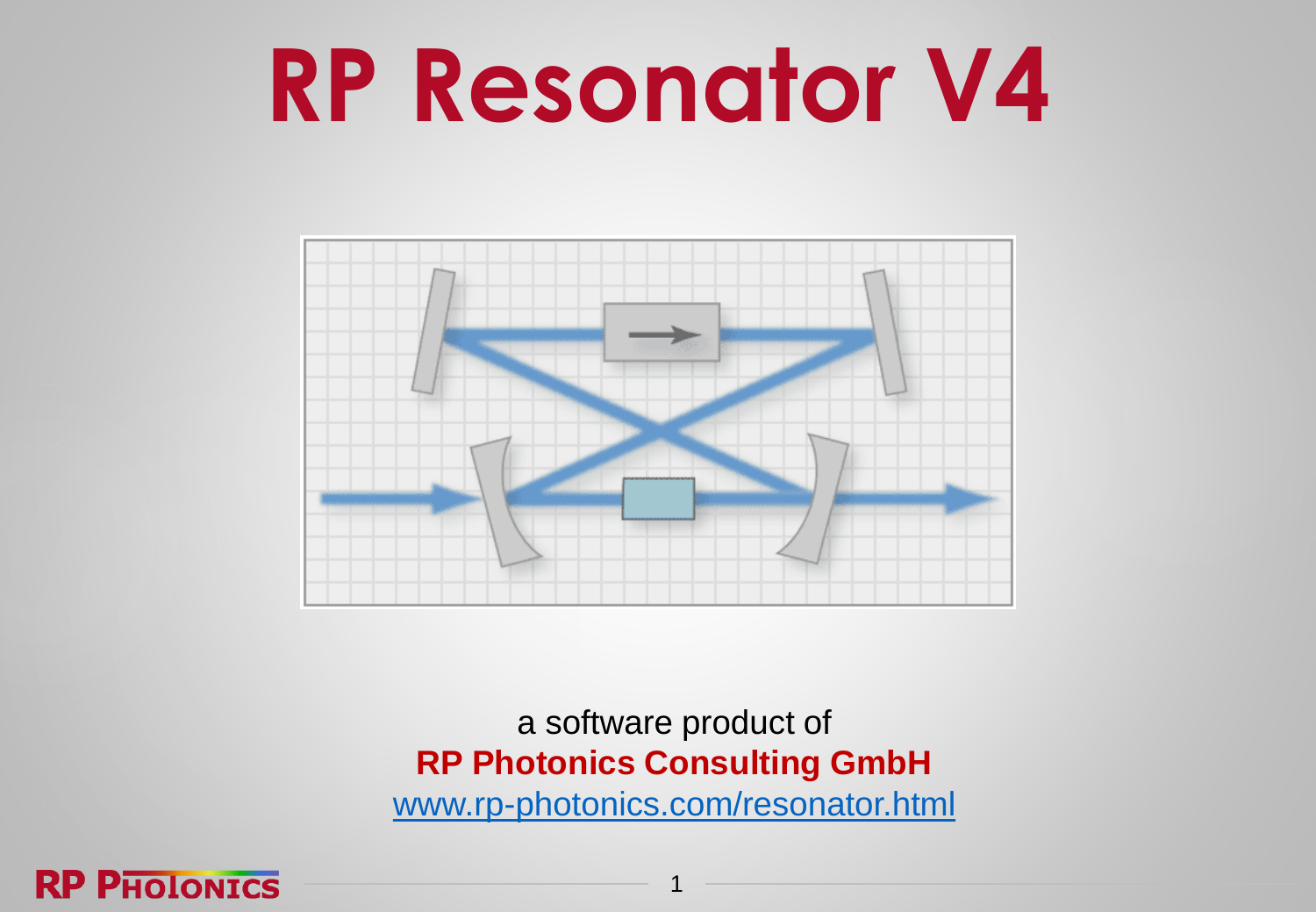# RP Resonator V4

a software product of

**RP Photonics Consulting GmbH**

www.rp-photonics.com/resonator.html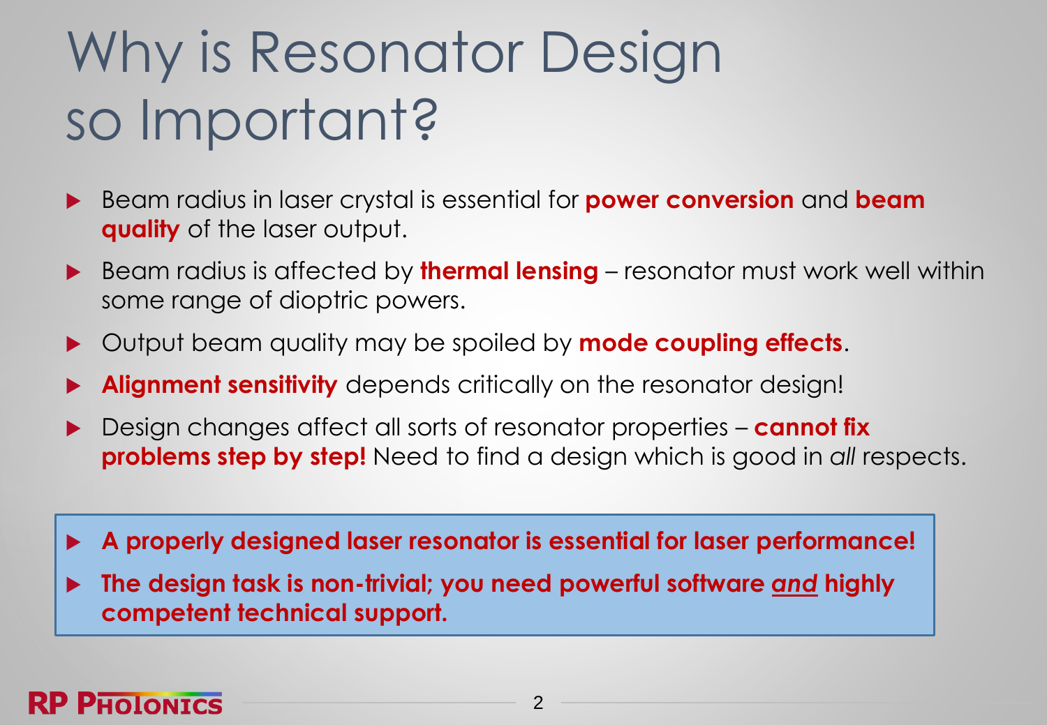# Why is Resonator Design so Important?

- Beam radius in laser crystal is essential for **power conversion** and **beam quality** of the laser output.
- Beam radius is affected by **thermal lensing** – resonator must work well within some range of dioptric powers.
- Output beam quality may be spoiled by **mode coupling effects**.
- **Alignment sensitivity** depends critically on the resonator design!
- Design changes affect all sorts of resonator properties – **cannot fix problems step by step!** Need to find a design which is good in *all* respects.

> - **A properly designed laser resonator is essential for laser performance!**
> - **The design task is non-trivial; you need powerful software *and* highly competent technical support.**

RP Photonics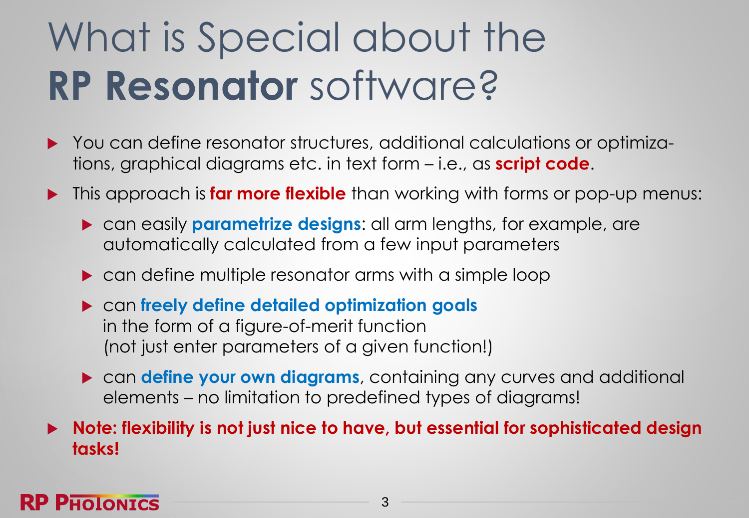# What is Special about the **RP Resonator** software?

- You can define resonator structures, additional calculations or optimizations, graphical diagrams etc. in text form – i.e., as **script code**.
- This approach is **far more flexible** than working with forms or pop-up menus:
  - can easily **parametrize designs**: all arm lengths, for example, are automatically calculated from a few input parameters
  - can define multiple resonator arms with a simple loop
  - can **freely define detailed optimization goals** in the form of a figure-of-merit function (not just enter parameters of a given function!)
  - can **define your own diagrams**, containing any curves and additional elements – no limitation to predefined types of diagrams!
- **Note: flexibility is not just nice to have, but essential for sophisticated design tasks!**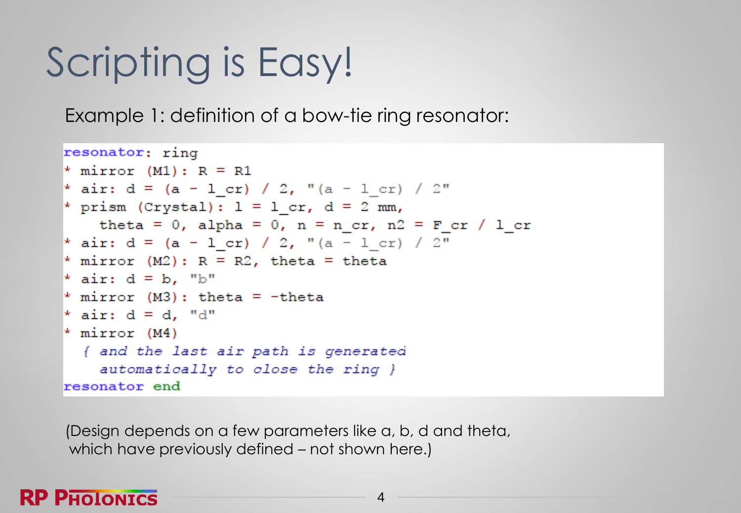# Scripting is Easy!

Example 1: definition of a bow-tie ring resonator:

```
resonator: ring
* mirror (M1): R = R1
* air: d = (a - l_cr) / 2, "(a - l_cr) / 2"
* prism (Crystal): l = l_cr, d = 2 mm,
    theta = 0, alpha = 0, n = n_cr, n2 = F_cr / l_cr
* air: d = (a - l_cr) / 2, "(a - l_cr) / 2"
* mirror (M2): R = R2, theta = theta
* air: d = b, "b"
* mirror (M3): theta = -theta
* air: d = d, "d"
* mirror (M4)
  { and the last air path is generated
    automatically to close the ring }
resonator end
```

(Design depends on a few parameters like a, b, d and theta, which have previously defined – not shown here.)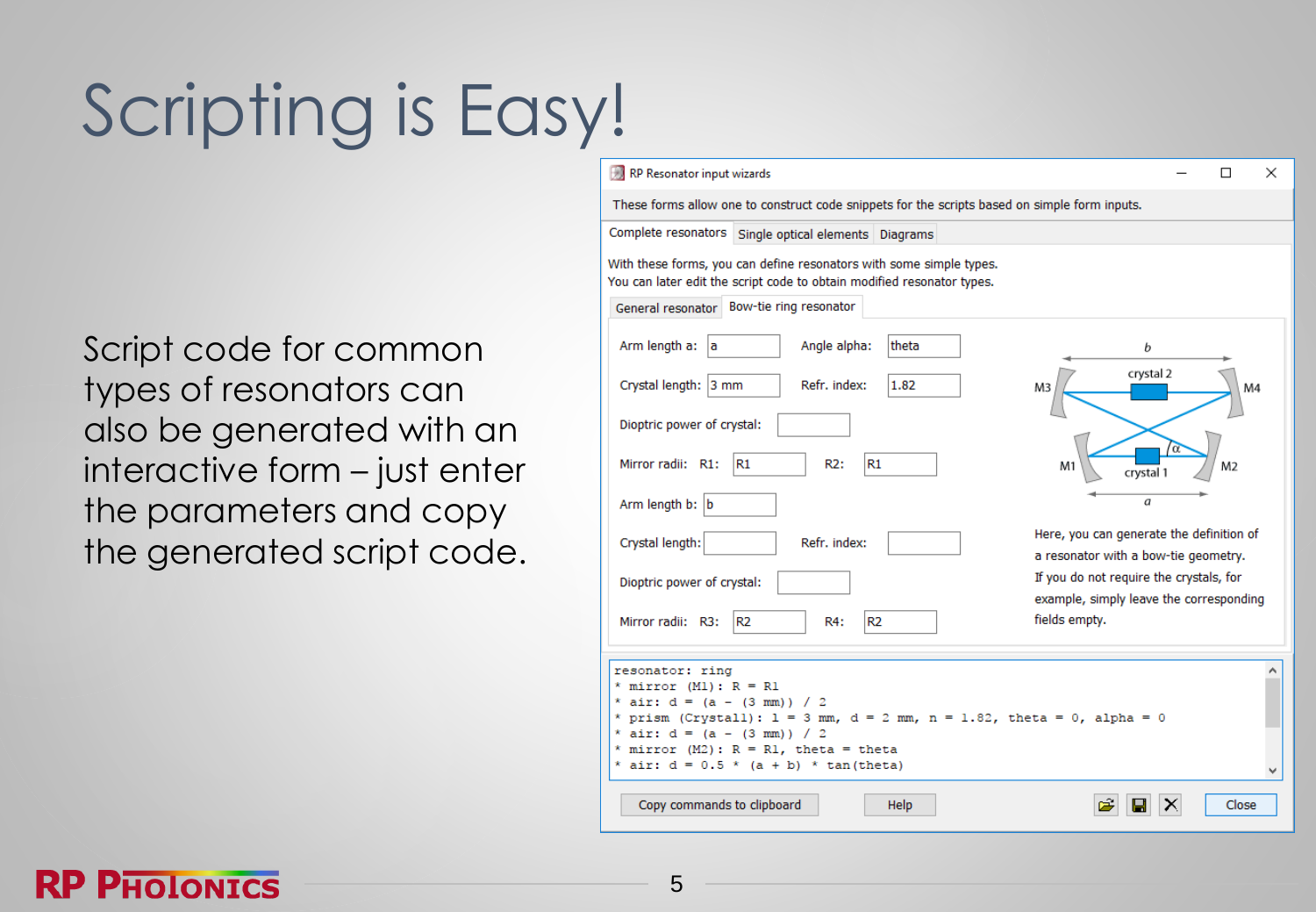# Scripting is Easy!

Script code for common types of resonators can also be generated with an interactive form – just enter the parameters and copy the generated script code.

RP Resonator input wizards

These forms allow one to construct code snippets for the scripts based on simple form inputs.

Complete resonators | Single optical elements | Diagrams

With these forms, you can define resonators with some simple types.
You can later edit the script code to obtain modified resonator types.

General resonator | Bow-tie ring resonator

Arm length a: a — Angle alpha: theta
Crystal length: 3 mm — Refr. index: 1.82
Dioptric power of crystal:
Mirror radii: R1: R1 — R2: R1
Arm length b: b
Crystal length: — Refr. index:
Dioptric power of crystal:
Mirror radii: R3: R2 — R4: R2

Here, you can generate the definition of a resonator with a bow-tie geometry. If you do not require the crystals, for example, simply leave the corresponding fields empty.

```
resonator: ring
* mirror (M1): R = R1
* air: d = (a - (3 mm)) / 2
* prism (Crystal1): l = 3 mm, d = 2 mm, n = 1.82, theta = 0, alpha = 0
* air: d = (a - (3 mm)) / 2
* mirror (M2): R = R1, theta = theta
* air: d = 0.5 * (a + b) * tan(theta)
```

Copy commands to clipboard | Help | Close

RP Photonics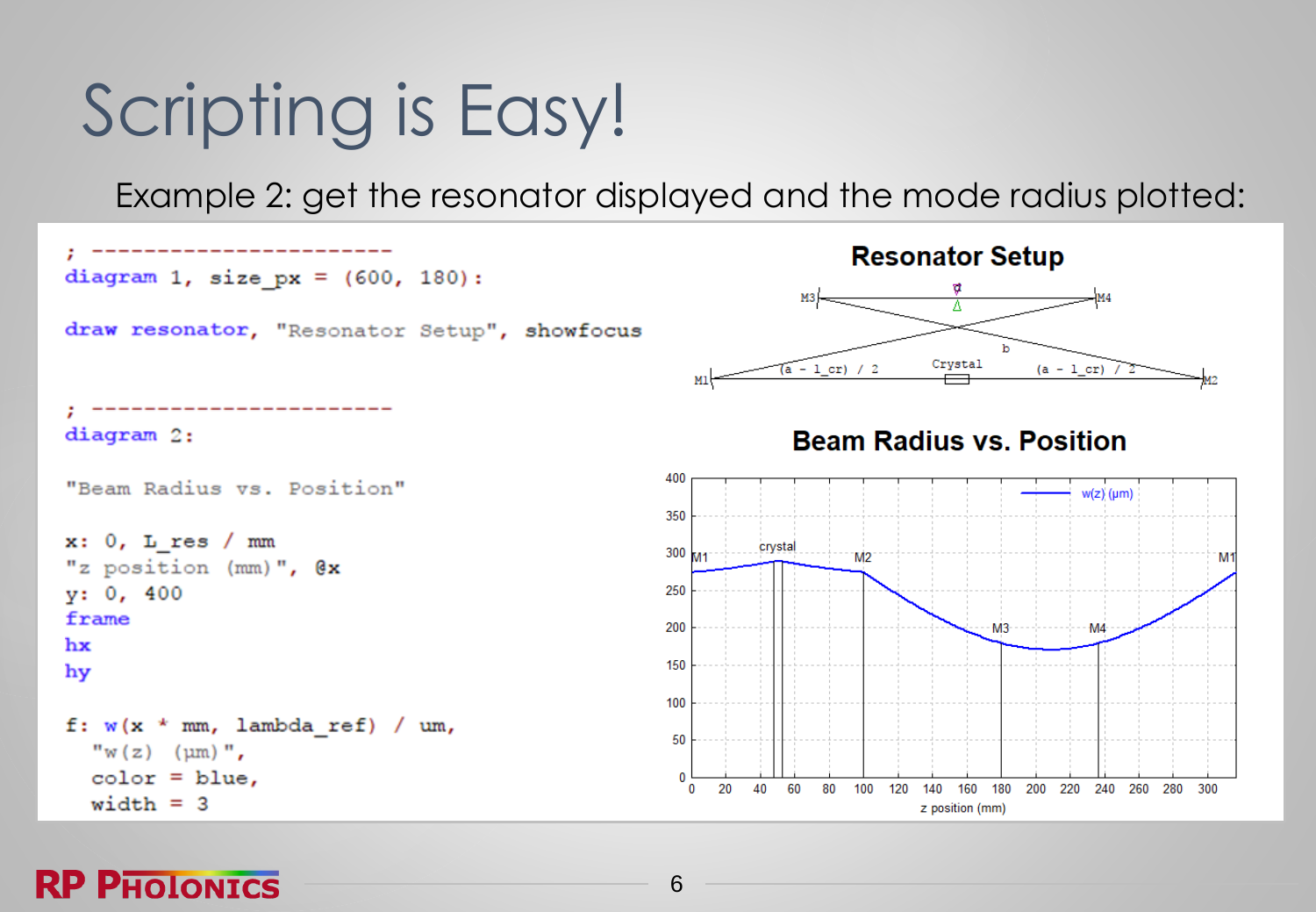# Scripting is Easy!

Example 2: get the resonator displayed and the mode radius plotted:

```
; ------------------------
diagram 1, size_px = (600, 180):

draw resonator, "Resonator Setup", showfocus


; ------------------------
diagram 2:

"Beam Radius vs. Position"

x: 0, L_res / mm
"z position (mm)", @x
y: 0, 400
frame
hx
hy

f: w(x * mm, lambda_ref) / um,
  "w(z) (µm)",
  color = blue,
  width = 3
```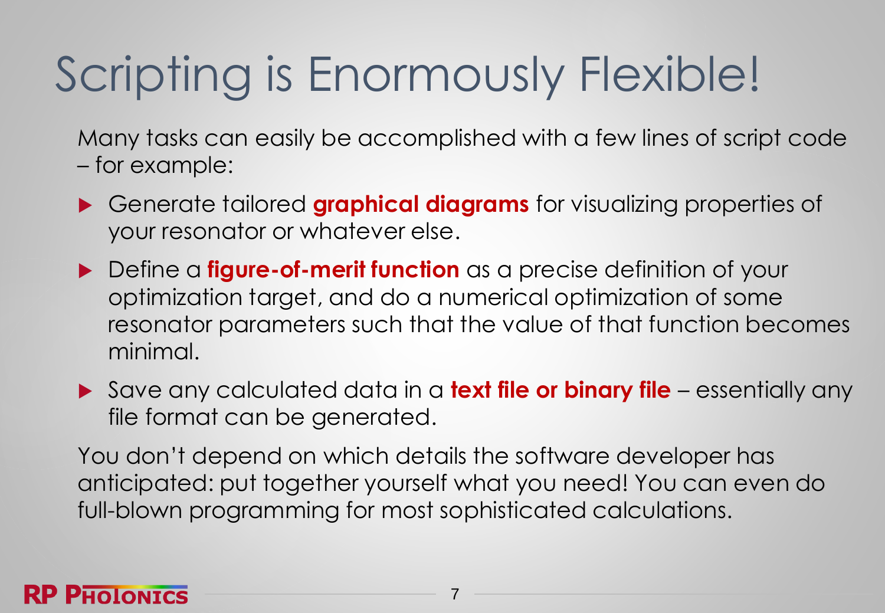# Scripting is Enormously Flexible!

Many tasks can easily be accomplished with a few lines of script code – for example:

- Generate tailored **graphical diagrams** for visualizing properties of your resonator or whatever else.
- Define a **figure-of-merit function** as a precise definition of your optimization target, and do a numerical optimization of some resonator parameters such that the value of that function becomes minimal.
- Save any calculated data in a **text file or binary file** – essentially any file format can be generated.

You don't depend on which details the software developer has anticipated: put together yourself what you need! You can even do full-blown programming for most sophisticated calculations.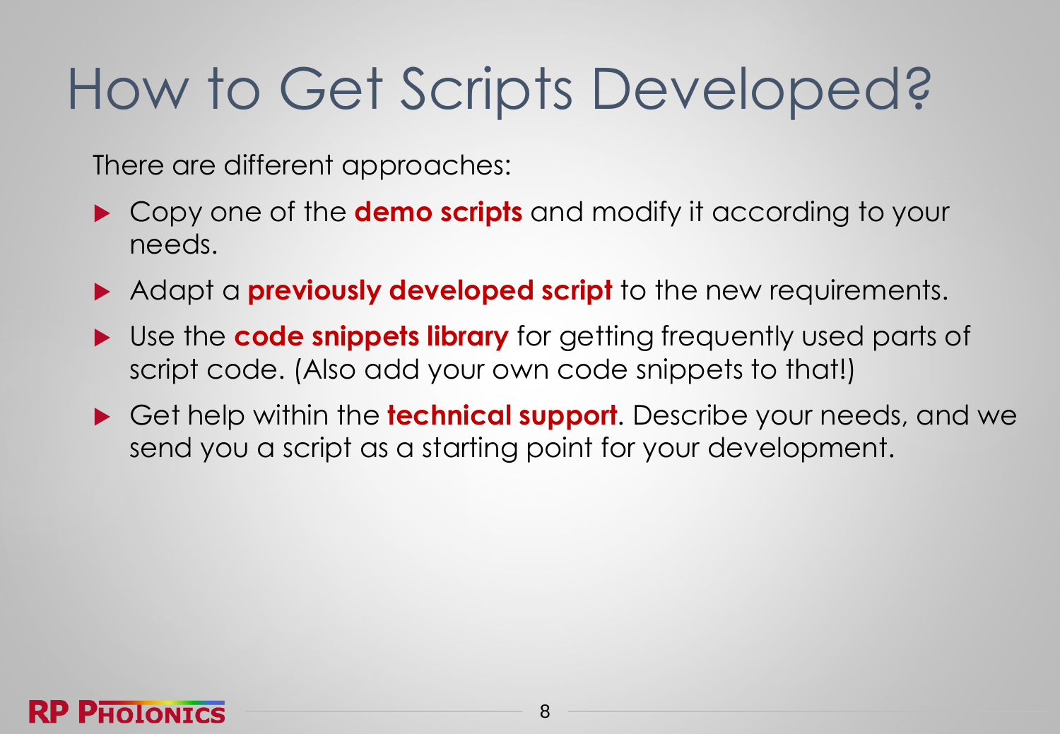# How to Get Scripts Developed?

There are different approaches:

- Copy one of the **demo scripts** and modify it according to your needs.
- Adapt a **previously developed script** to the new requirements.
- Use the **code snippets library** for getting frequently used parts of script code. (Also add your own code snippets to that!)
- Get help within the **technical support**. Describe your needs, and we send you a script as a starting point for your development.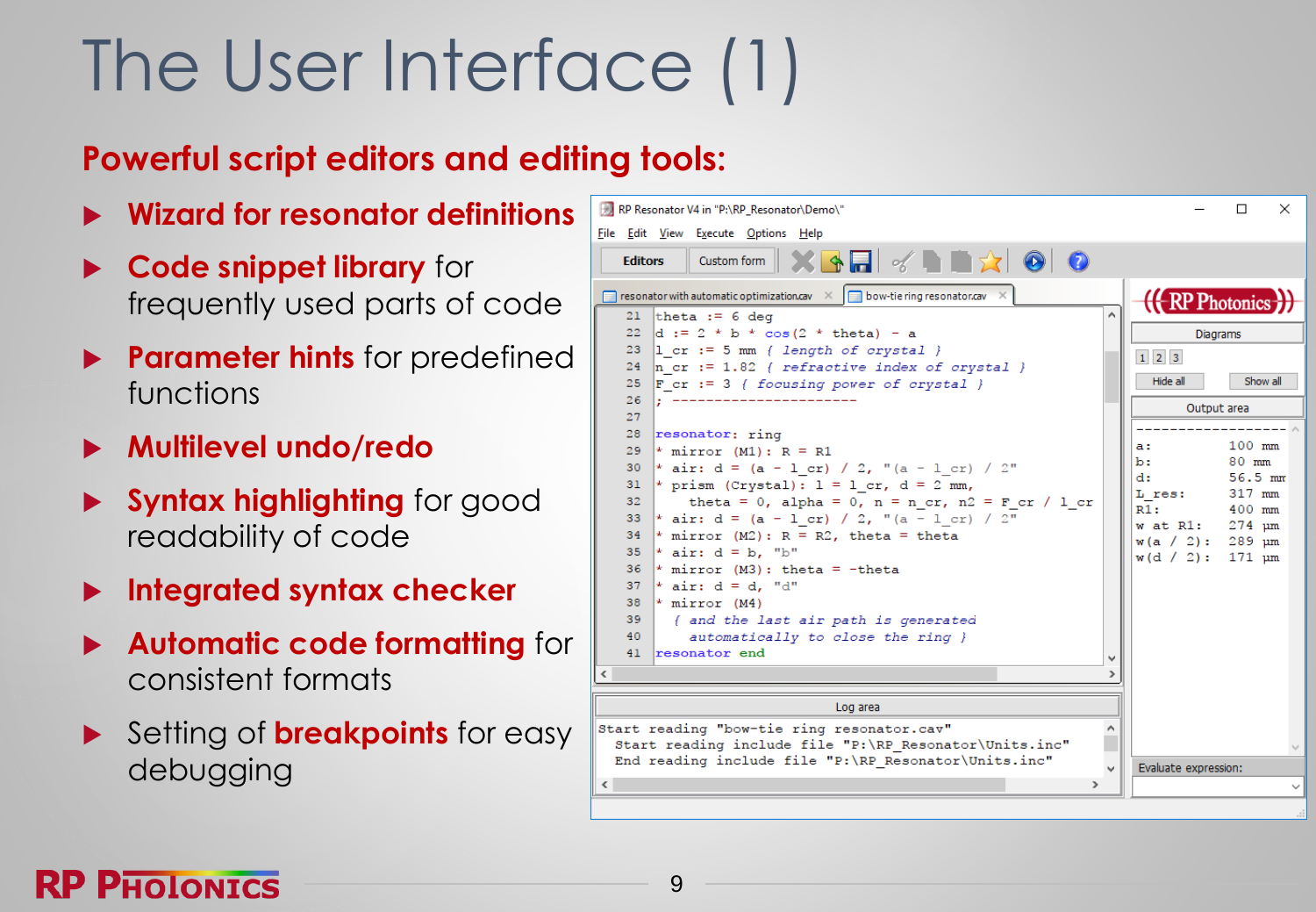# The User Interface (1)

## Powerful script editors and editing tools:

- **Wizard for resonator definitions**
- **Code snippet library** for frequently used parts of code
- **Parameter hints** for predefined functions
- **Multilevel undo/redo**
- **Syntax highlighting** for good readability of code
- **Integrated syntax checker**
- **Automatic code formatting** for consistent formats
- Setting of **breakpoints** for easy debugging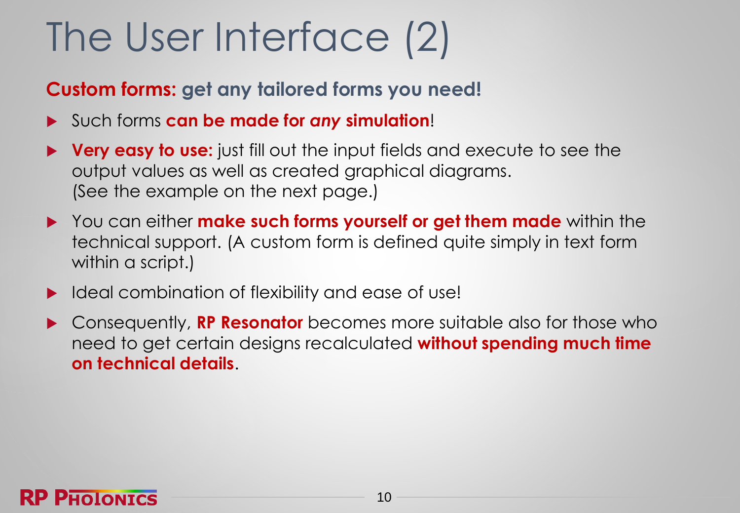# The User Interface (2)

**Custom forms: get any tailored forms you need!**

- Such forms **can be made for *any* simulation**!
- **Very easy to use:** just fill out the input fields and execute to see the output values as well as created graphical diagrams. (See the example on the next page.)
- You can either **make such forms yourself or get them made** within the technical support. (A custom form is defined quite simply in text form within a script.)
- Ideal combination of flexibility and ease of use!
- Consequently, **RP Resonator** becomes more suitable also for those who need to get certain designs recalculated **without spending much time on technical details**.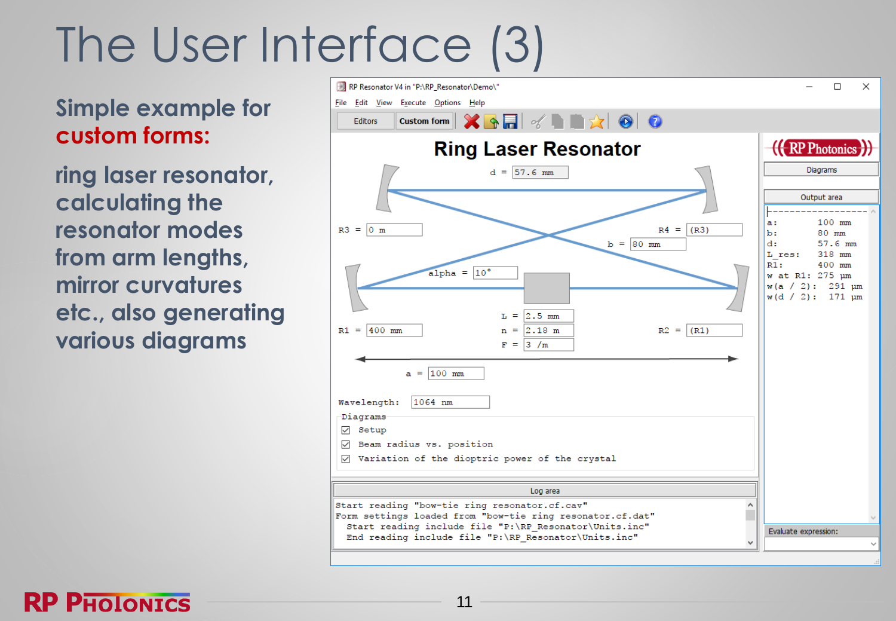# The User Interface (3)

**Simple example for custom forms:**

**ring laser resonator, calculating the resonator modes from arm lengths, mirror curvatures etc., also generating various diagrams**

RP Resonator V4 in "P:\RP_Resonator\Demo\"

File Edit View Execute Options Help

Editors | Custom form

## Ring Laser Resonator

d = 57.6 mm

R3 = 0 m

R4 = (R3)

b = 80 mm

alpha = 10°

L = 2.5 mm

n = 2.18 m

F = 3 /m

R1 = 400 mm

R2 = (R1)

a = 100 mm

Wavelength: 1064 nm

Diagrams

- [x] Setup
- [x] Beam radius vs. position
- [x] Variation of the dioptric power of the crystal

Diagrams

Output area

```
------------------
a:        100 mm
b:         80 mm
d:        57.6 mm
L_res:    318 mm
R1:       400 mm
w at R1: 275 µm
w(a / 2):  291 µm
w(d / 2):  171 µm
```

Log area

```
Start reading "bow-tie ring resonator.cf.cav"
Form settings loaded from "bow-tie ring resonator.cf.dat"
  Start reading include file "P:\RP_Resonator\Units.inc"
  End reading include file "P:\RP_Resonator\Units.inc"
```

Evaluate expression: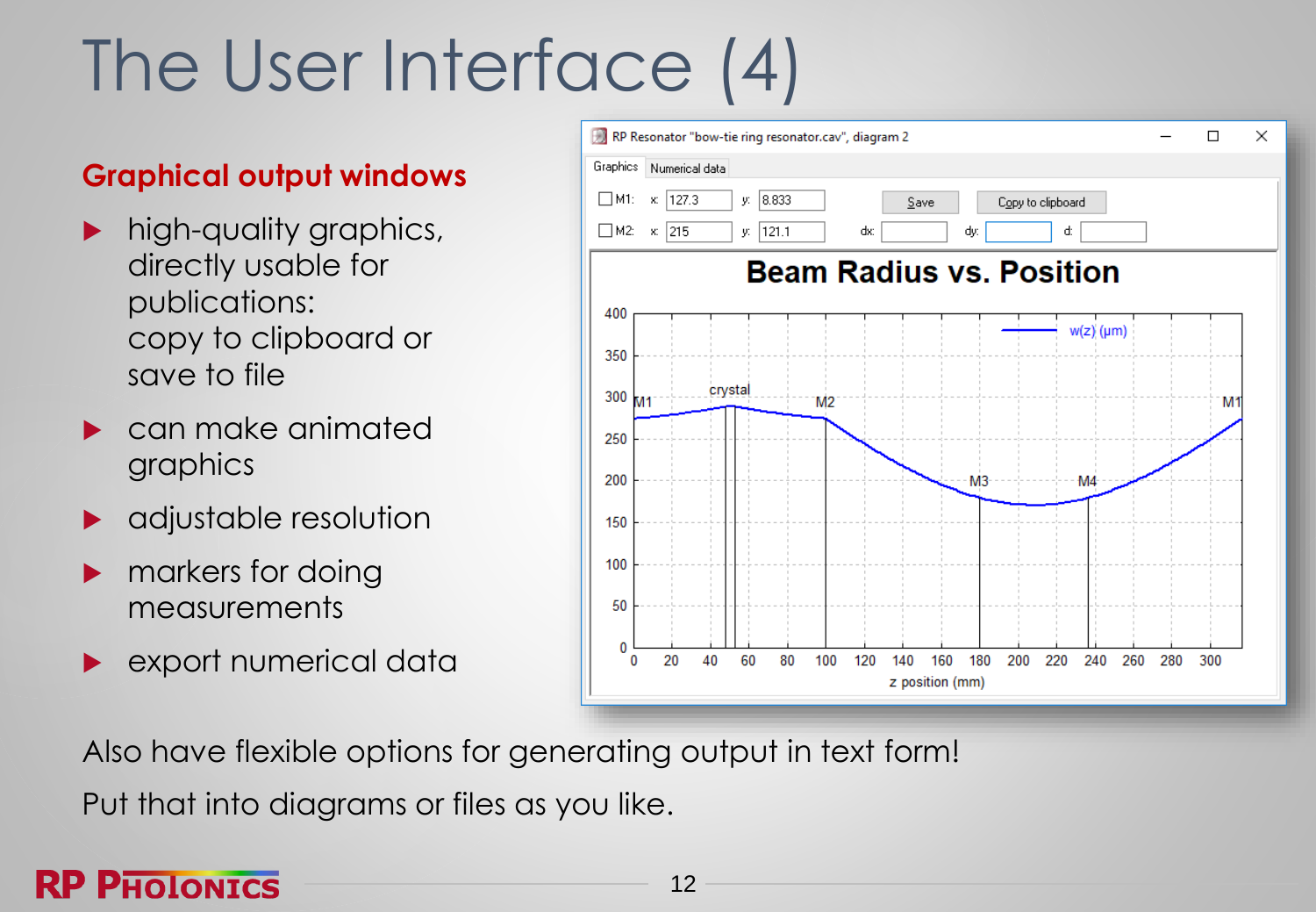# The User Interface (4)

## Graphical output windows

- high-quality graphics, directly usable for publications: copy to clipboard or save to file
- can make animated graphics
- adjustable resolution
- markers for doing measurements
- export numerical data

Also have flexible options for generating output in text form!

Put that into diagrams or files as you like.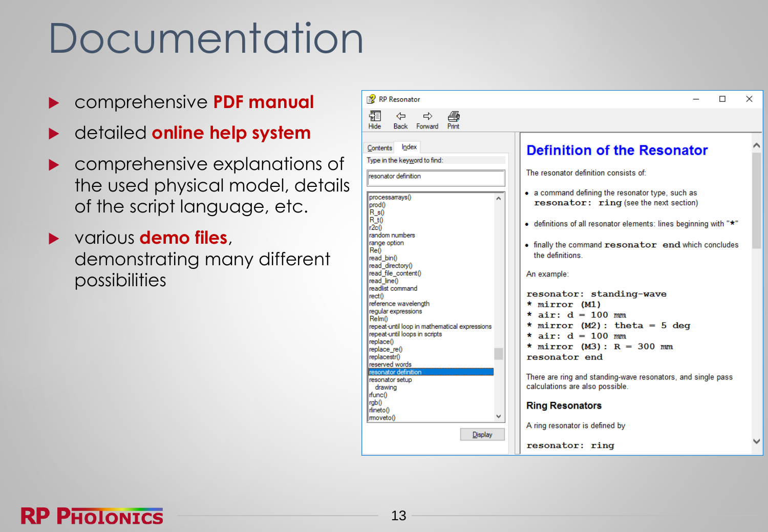# Documentation

- comprehensive **PDF manual**
- detailed **online help system**
- comprehensive explanations of the used physical model, details of the script language, etc.
- various **demo files**, demonstrating many different possibilities

RP Resonator

Hide Back Forward Print

Contents Index

Type in the keyword to find:

resonator definition

processarrays()
prod()
R_s()
R_t()
r2c()
random numbers
range option
Re()
read_bin()
read_directory()
read_file_content()
read_line()
readlist command
rect()
reference wavelength
regular expressions
ReIm()
repeat-until loop in mathematical expressions
repeat-until loops in scripts
replace()
replace_re()
replacestr()
reserved words
resonator definition
resonator setup
drawing
rfunc()
rgb()
rlineto()
rmoveto()

Display

## Definition of the Resonator

The resonator definition consists of:

- a command defining the resonator type, such as `resonator: ring` (see the next section)
- definitions of all resonator elements: lines beginning with "*"
- finally the command `resonator end` which concludes the definitions.

An example:

```
resonator: standing-wave
* mirror (M1)
* air: d = 100 mm
* mirror (M2): theta = 5 deg
* air: d = 100 mm
* mirror (M3): R = 300 mm
resonator end
```

There are ring and standing-wave resonators, and single pass calculations are also possible.

**Ring Resonators**

A ring resonator is defined by

```
resonator: ring
```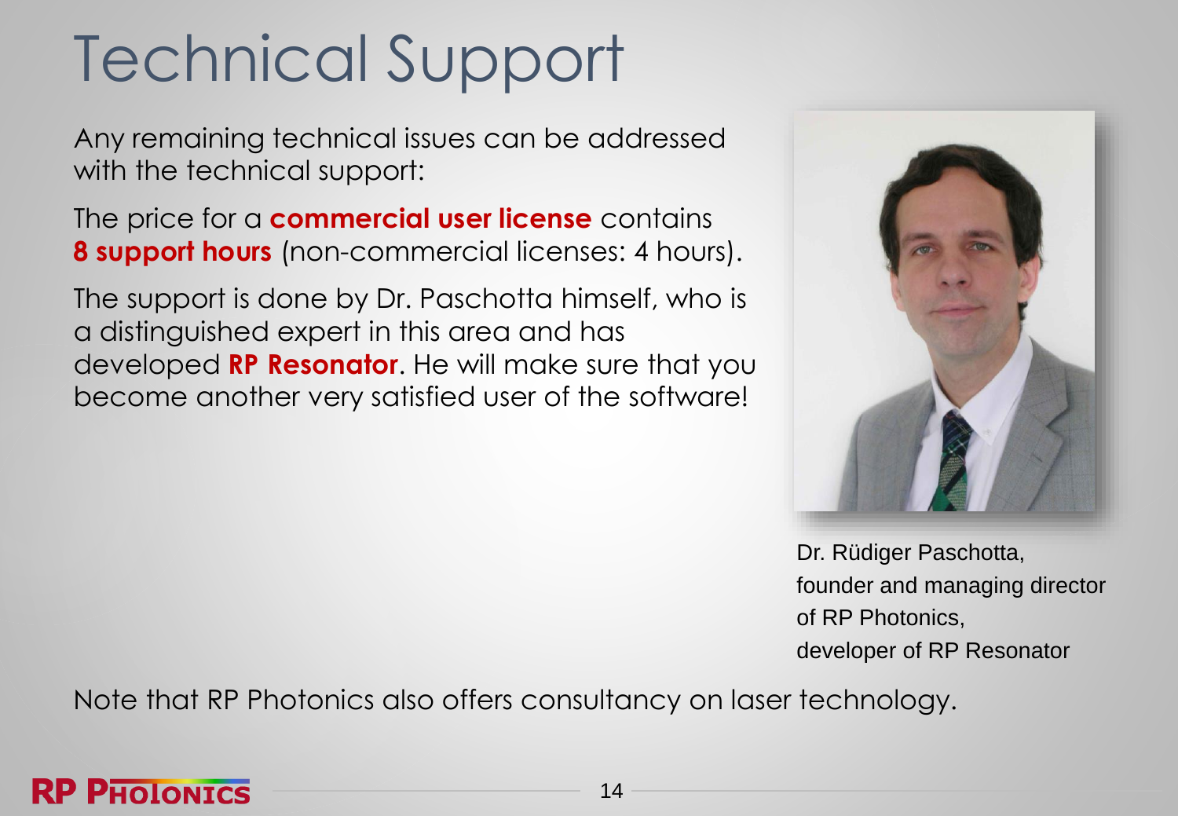# Technical Support

Any remaining technical issues can be addressed with the technical support:

The price for a **commercial user license** contains **8 support hours** (non-commercial licenses: 4 hours).

The support is done by Dr. Paschotta himself, who is a distinguished expert in this area and has developed **RP Resonator**. He will make sure that you become another very satisfied user of the software!

Dr. Rüdiger Paschotta,
founder and managing director of RP Photonics,
developer of RP Resonator

Note that RP Photonics also offers consultancy on laser technology.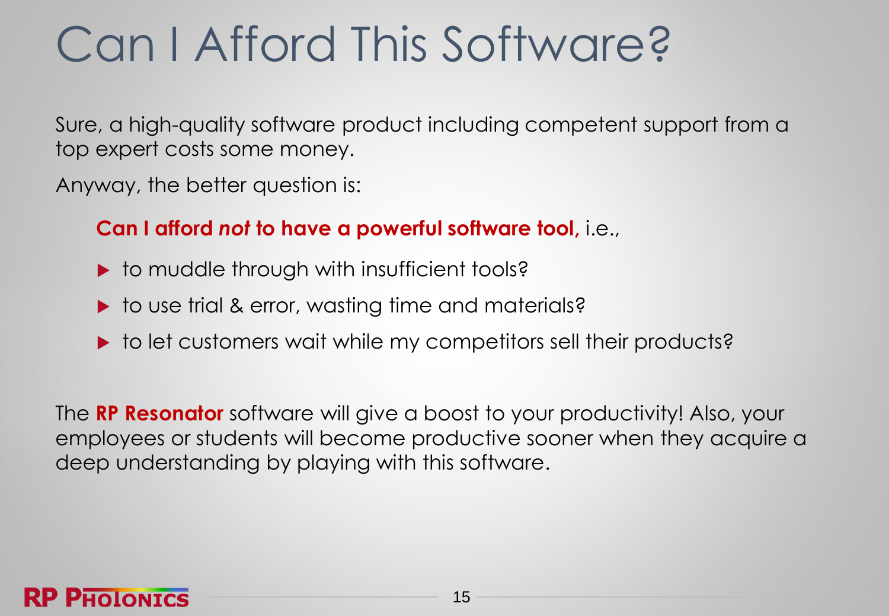# Can I Afford This Software?

Sure, a high-quality software product including competent support from a top expert costs some money.

Anyway, the better question is:

**Can I afford *not* to have a powerful software tool,** i.e.,

- to muddle through with insufficient tools?
- to use trial & error, wasting time and materials?
- to let customers wait while my competitors sell their products?

The **RP Resonator** software will give a boost to your productivity! Also, your employees or students will become productive sooner when they acquire a deep understanding by playing with this software.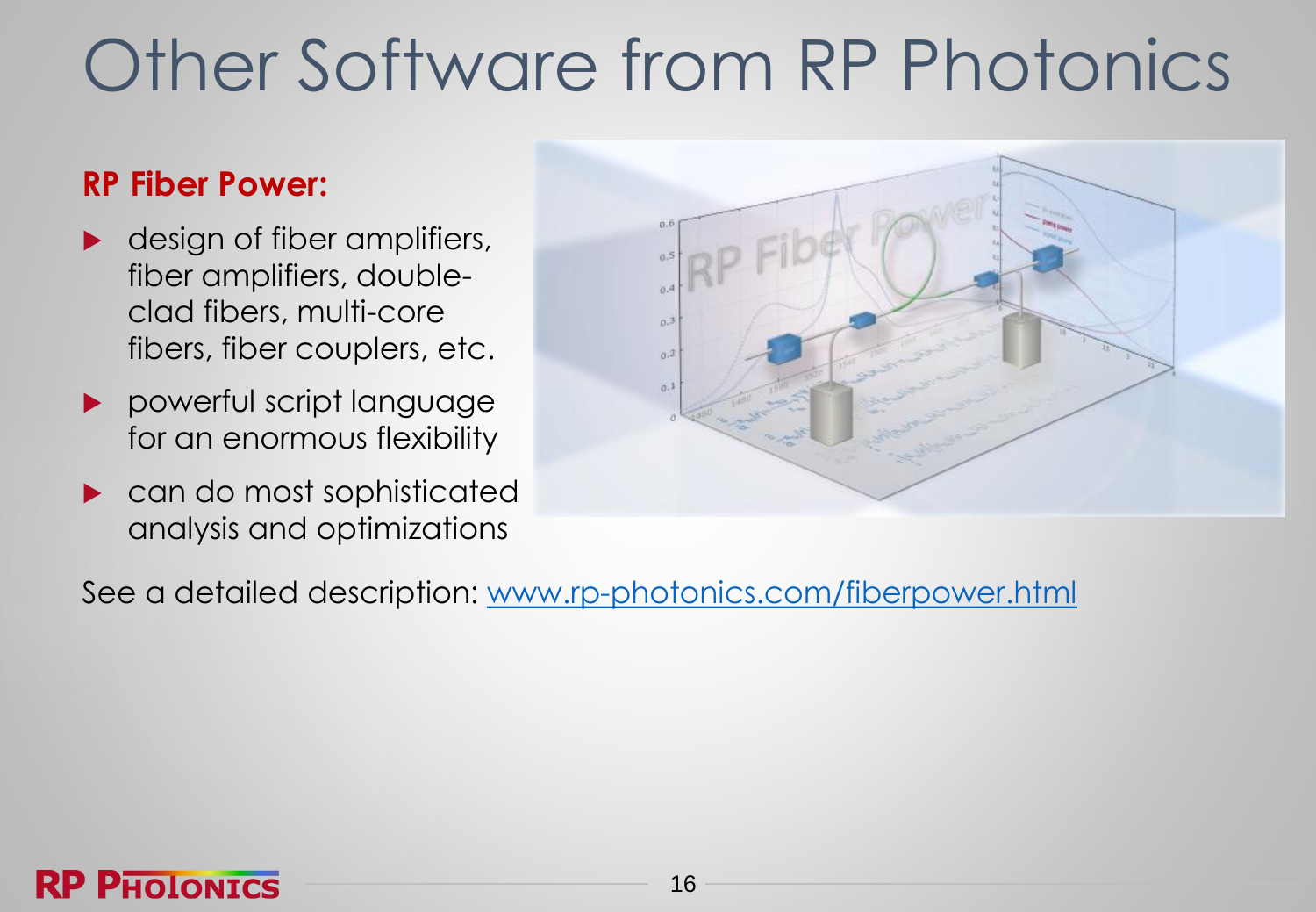# Other Software from RP Photonics

**RP Fiber Power:**

- design of fiber amplifiers, fiber amplifiers, double-clad fibers, multi-core fibers, fiber couplers, etc.
- powerful script language for an enormous flexibility
- can do most sophisticated analysis and optimizations

See a detailed description: [www.rp-photonics.com/fiberpower.html](www.rp-photonics.com/fiberpower.html)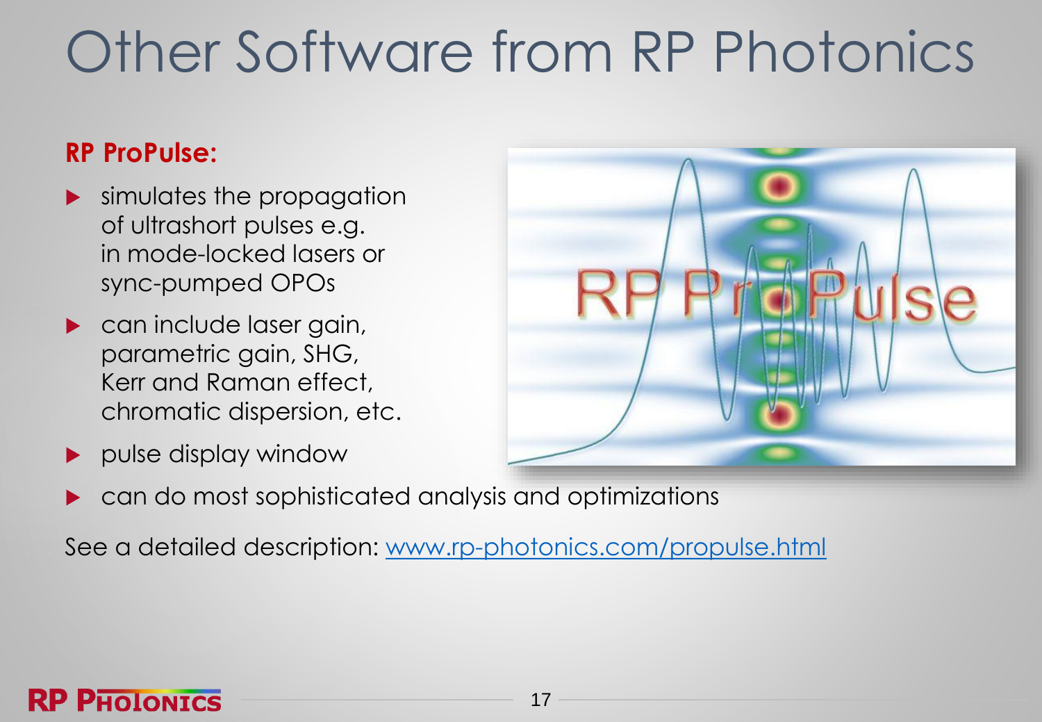# Other Software from RP Photonics

**RP ProPulse:**

- simulates the propagation of ultrashort pulses e.g. in mode-locked lasers or sync-pumped OPOs
- can include laser gain, parametric gain, SHG, Kerr and Raman effect, chromatic dispersion, etc.
- pulse display window
- can do most sophisticated analysis and optimizations

See a detailed description: www.rp-photonics.com/propulse.html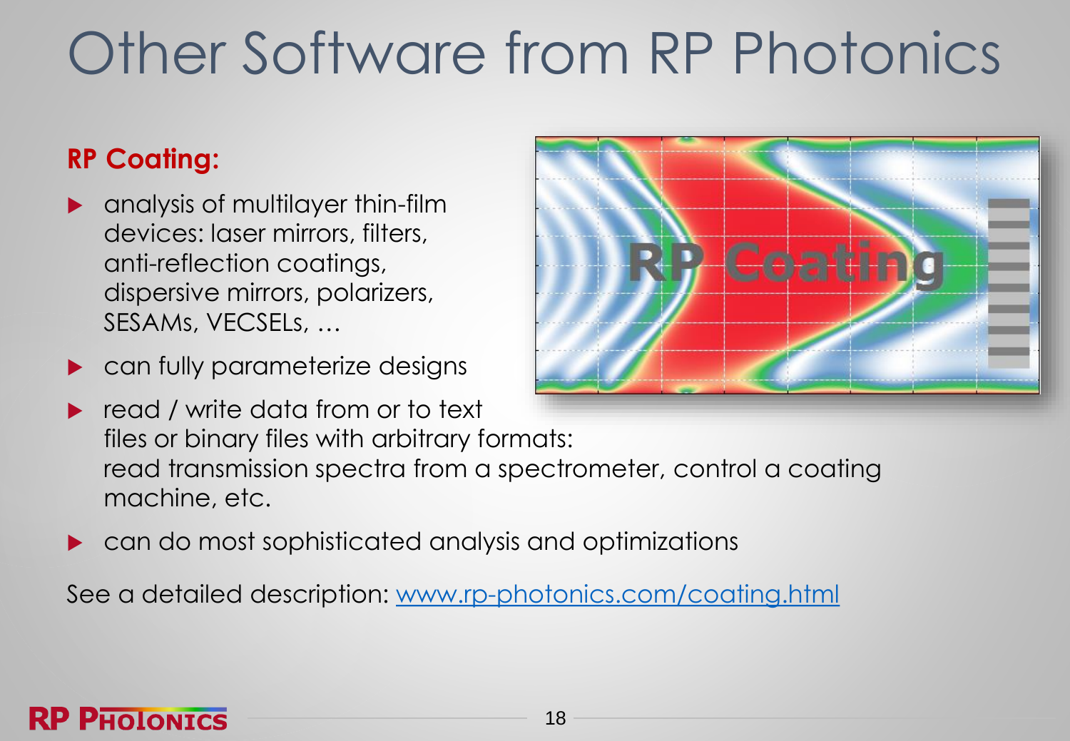# Other Software from RP Photonics

**RP Coating:**

- analysis of multilayer thin-film devices: laser mirrors, filters, anti-reflection coatings, dispersive mirrors, polarizers, SESAMs, VECSELs, …
- can fully parameterize designs
- read / write data from or to text files or binary files with arbitrary formats: read transmission spectra from a spectrometer, control a coating machine, etc.
- can do most sophisticated analysis and optimizations

See a detailed description: [www.rp-photonics.com/coating.html](www.rp-photonics.com/coating.html)